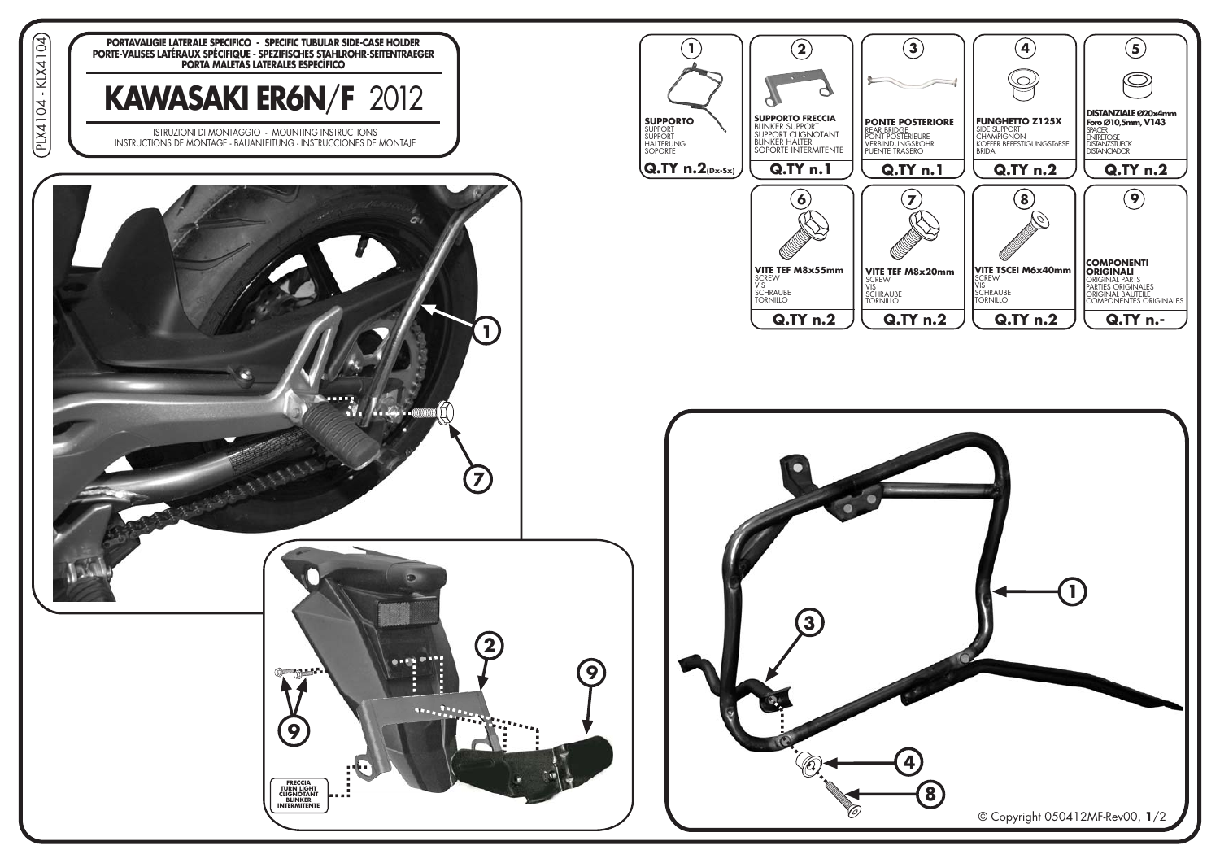PLX4104 - KLX4104

**PORTAVALIGIE LATERALE SPECIFICO - SPECIFIC TUBULAR SIDE-CASE HOLDER**
**PORTE-VALISES LATÉRAUX SPÉCIFIQUE - SPEZIFISCHES STAHLROHR-SEITENTRAEGER**
**PORTA MALETAS LATERALES ESPECÍFICO**

# KAWASAKI ER6N/F 2012

ISTRUZIONI DI MONTAGGIO - MOUNTING INSTRUCTIONS
INSTRUCTIONS DE MONTAGE - BAUANLEITUNG - INSTRUCCIONES DE MONTAJE

| N. | Descrizione | Q.TY |
|---|---|---|
| 1 | **SUPPORTO** SUPPORT SUPPORT HALTERUNG SOPORTE | Q.TY n.2 (Dx-Sx) |
| 2 | **SUPPORTO FRECCIA** BLINKER SUPPORT SUPPORT CLIGNOTANT BLINKER HALTER SOPORTE INTERMITENTE | Q.TY n.1 |
| 3 | **PONTE POSTERIORE** REAR BRIDGE PONT POSTÉRIEURE VERBINDUNGSROHR PUENTE TRASERO | Q.TY n.1 |
| 4 | **FUNGHETTO Z125X** SIDE SUPPORT CHAMPIGNON KOFFER BEFESTIGUNGSTöPSEL BRIDA | Q.TY n.2 |
| 5 | **DISTANZIALE Ø20x4mm Foro Ø10,5mm, V143** SPACER ENTRETOISE DISTANZSTUECK DISTANCIADOR | Q.TY n.2 |
| 6 | **VITE TEF M8x55mm** SCREW VIS SCHRAUBE TORNILLO | Q.TY n.2 |
| 7 | **VITE TEF M8x20mm** SCREW VIS SCHRAUBE TORNILLO | Q.TY n.2 |
| 8 | **VITE TSCEI M6x40mm** SCREW VIS SCHRAUBE TORNILLO | Q.TY n.2 |
| 9 | **COMPONENTI ORIGINALI** ORIGINAL PARTS PARTIES ORIGINALES ORIGINAL BAUTEILE COMPONENTES ORIGINALES | Q.TY n.- |

FRECCIA
TURN LIGHT
CLIGNOTANT
BLINKER
INTERMITENTE

© Copyright 050412MF-Rev00, **1**/2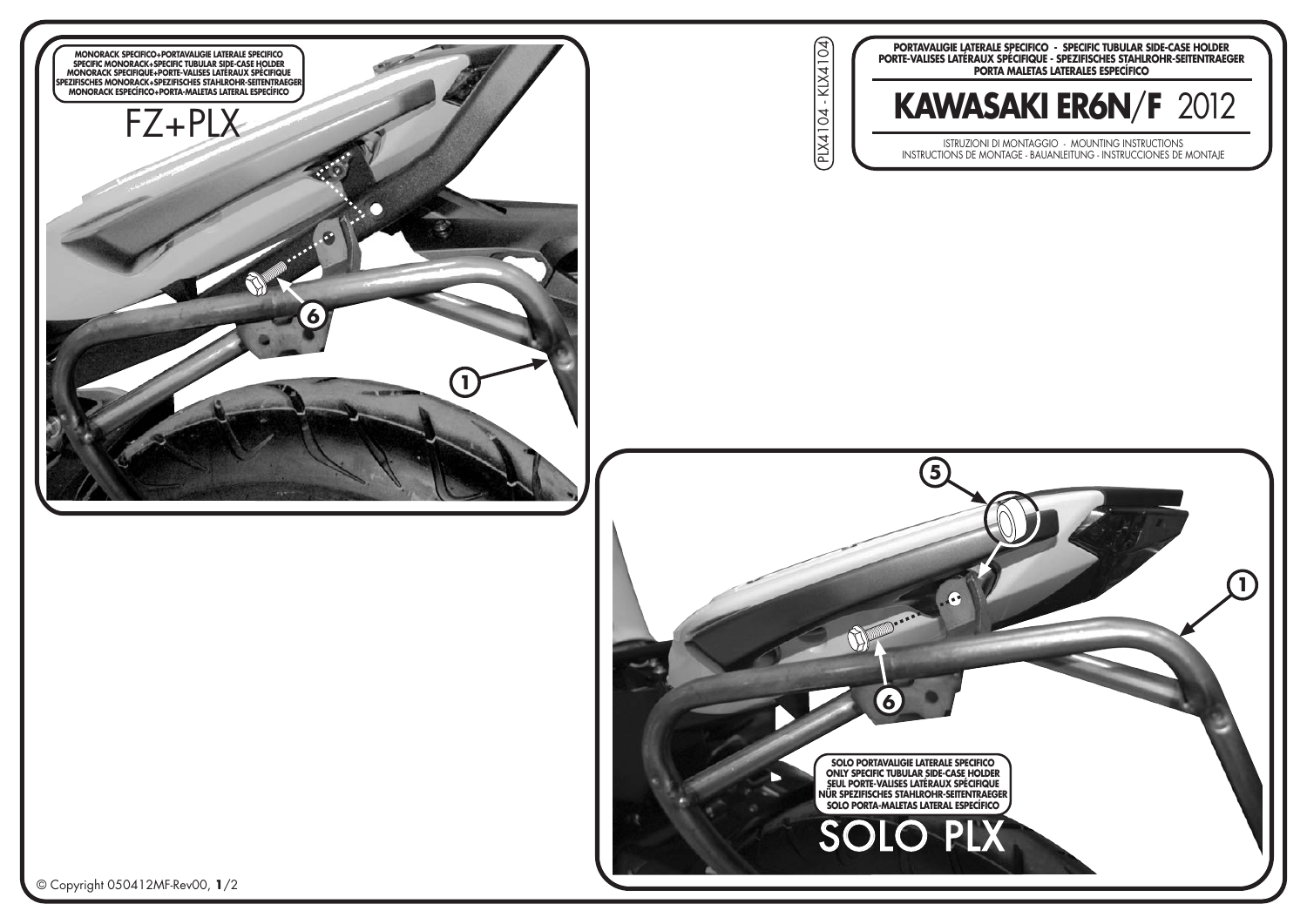PLX4104 - KLX4104

PORTAVALIGIE LATERALE SPECIFICO - SPECIFIC TUBULAR SIDE-CASE HOLDER
PORTE-VALISES LATÉRAUX SPÉCIFIQUE - SPEZIFISCHES STAHLROHR-SEITENTRAEGER
PORTA MALETAS LATERALES ESPECÍFICO

# KAWASAKI ER6N/F 2012

ISTRUZIONI DI MONTAGGIO - MOUNTING INSTRUCTIONS
INSTRUCTIONS DE MONTAGE - BAUANLEITUNG - INSTRUCCIONES DE MONTAJE

MONORACK SPECIFICO+PORTAVALIGIE LATERALE SPECIFICO
SPECIFIC MONORACK+SPECIFIC TUBULAR SIDE-CASE HOLDER
MONORACK SPÉCIFIQUE+PORTE-VALISES LATÉRAUX SPÉCIFIQUE
SPEZIFISCHES MONORACK+SPEZIFISCHES STAHLROHR-SEITENTRAEGER
MONORACK ESPECÍFICO+PORTA-MALETAS LATERAL ESPECÍFICO

FZ+PLX

6

1

5

1

6

SOLO PORTAVALIGIE LATERALE SPECIFICO
ONLY SPECIFIC TUBULAR SIDE-CASE HOLDER
SEUL PORTE-VALISES LATÉRAUX SPÉCIFIQUE
NÜR SPEZIFISCHES STAHLROHR-SEITENTRAEGER
SOLO PORTA-MALETAS LATERAL ESPECÍFICO

SOLO PLX

© Copyright 050412MF-Rev00, **1**/2